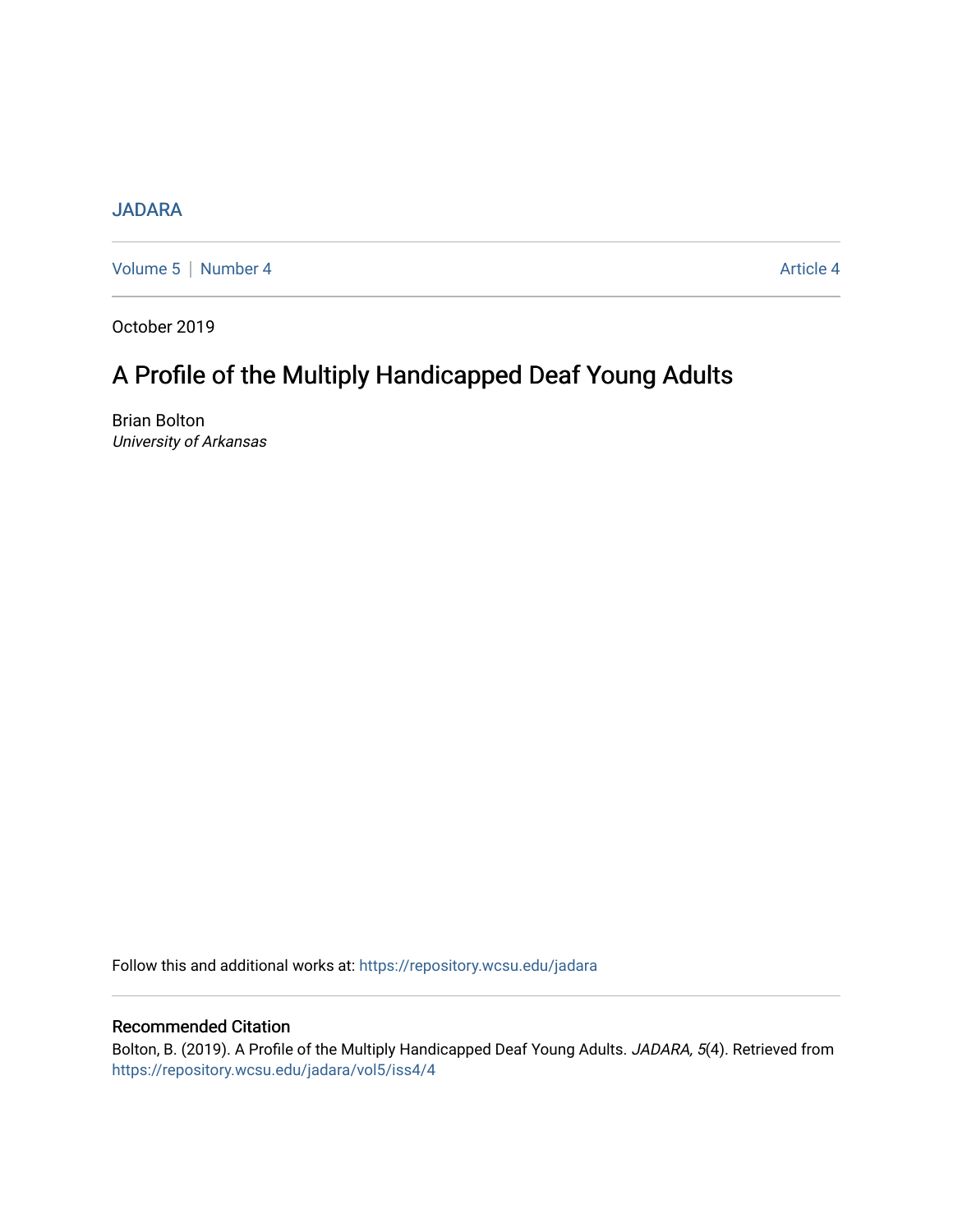JADARA

Volume 5 | Number 4 Article 4

October 2019

# A Profile of the Multiply Handicapped Deaf Young Adults

Brian Bolton
*University of Arkansas*

Follow this and additional works at: https://repository.wcsu.edu/jadara

## Recommended Citation

Bolton, B. (2019). A Profile of the Multiply Handicapped Deaf Young Adults. *JADARA, 5*(4). Retrieved from https://repository.wcsu.edu/jadara/vol5/iss4/4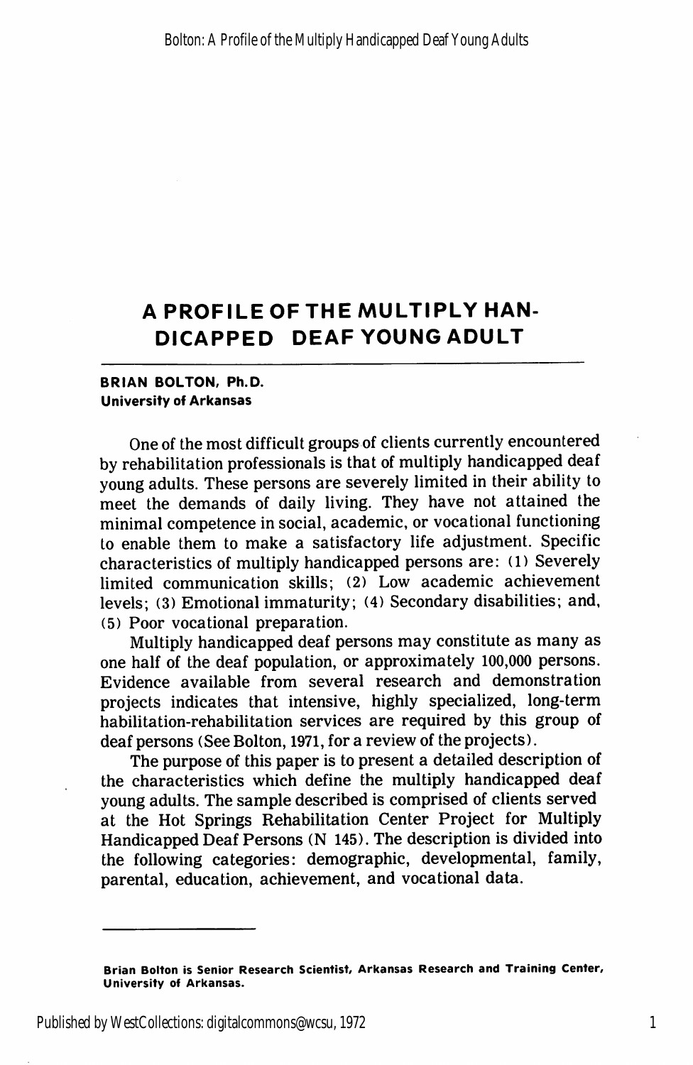# A PROFILE OF THE MULTIPLY HANDICAPPED DEAF YOUNG ADULT

**BRIAN BOLTON, Ph.D.**
**University of Arkansas**

One of the most difficult groups of clients currently encountered by rehabilitation professionals is that of multiply handicapped deaf young adults. These persons are severely limited in their ability to meet the demands of daily living. They have not attained the minimal competence in social, academic, or vocational functioning to enable them to make a satisfactory life adjustment. Specific characteristics of multiply handicapped persons are: (1) Severely limited communication skills; (2) Low academic achievement levels; (3) Emotional immaturity; (4) Secondary disabilities; and, (5) Poor vocational preparation.

Multiply handicapped deaf persons may constitute as many as one half of the deaf population, or approximately 100,000 persons. Evidence available from several research and demonstration projects indicates that intensive, highly specialized, long-term habilitation-rehabilitation services are required by this group of deaf persons (See Bolton, 1971, for a review of the projects).

The purpose of this paper is to present a detailed description of the characteristics which define the multiply handicapped deaf young adults. The sample described is comprised of clients served at the Hot Springs Rehabilitation Center Project for Multiply Handicapped Deaf Persons (N 145). The description is divided into the following categories: demographic, developmental, family, parental, education, achievement, and vocational data.

---

**Brian Bolton is Senior Research Scientist, Arkansas Research and Training Center, University of Arkansas.**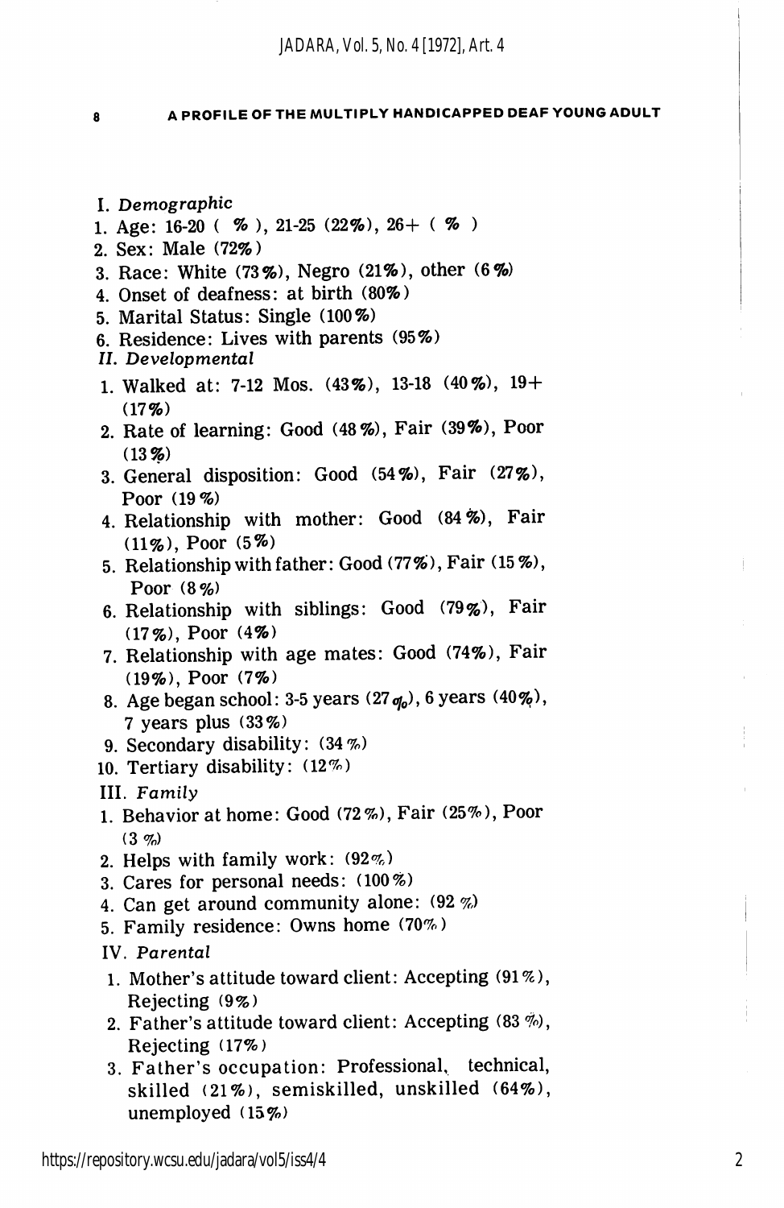I. *Demographic*

1. Age: 16-20 ( % ), 21-25 (22%), 26+ ( % )
2. Sex: Male (72%)
3. Race: White (73%), Negro (21%), other (6%)
4. Onset of deafness: at birth (80%)
5. Marital Status: Single (100%)
6. Residence: Lives with parents (95%)

II. *Developmental*

1. Walked at: 7-12 Mos. (43%), 13-18 (40%), 19+ (17%)
2. Rate of learning: Good (48%), Fair (39%), Poor (13%)
3. General disposition: Good (54%), Fair (27%), Poor (19%)
4. Relationship with mother: Good (84%), Fair (11%), Poor (5%)
5. Relationship with father: Good (77%), Fair (15%), Poor (8%)
6. Relationship with siblings: Good (79%), Fair (17%), Poor (4%)
7. Relationship with age mates: Good (74%), Fair (19%), Poor (7%)
8. Age began school: 3-5 years (27%), 6 years (40%), 7 years plus (33%)
9. Secondary disability: (34%)
10. Tertiary disability: (12%)

III. *Family*

1. Behavior at home: Good (72%), Fair (25%), Poor (3%)
2. Helps with family work: (92%)
3. Cares for personal needs: (100%)
4. Can get around community alone: (92%)
5. Family residence: Owns home (70%)

IV. *Parental*

1. Mother's attitude toward client: Accepting (91%), Rejecting (9%)
2. Father's attitude toward client: Accepting (83%), Rejecting (17%)
3. Father's occupation: Professional, technical, skilled (21%), semiskilled, unskilled (64%), unemployed (15%)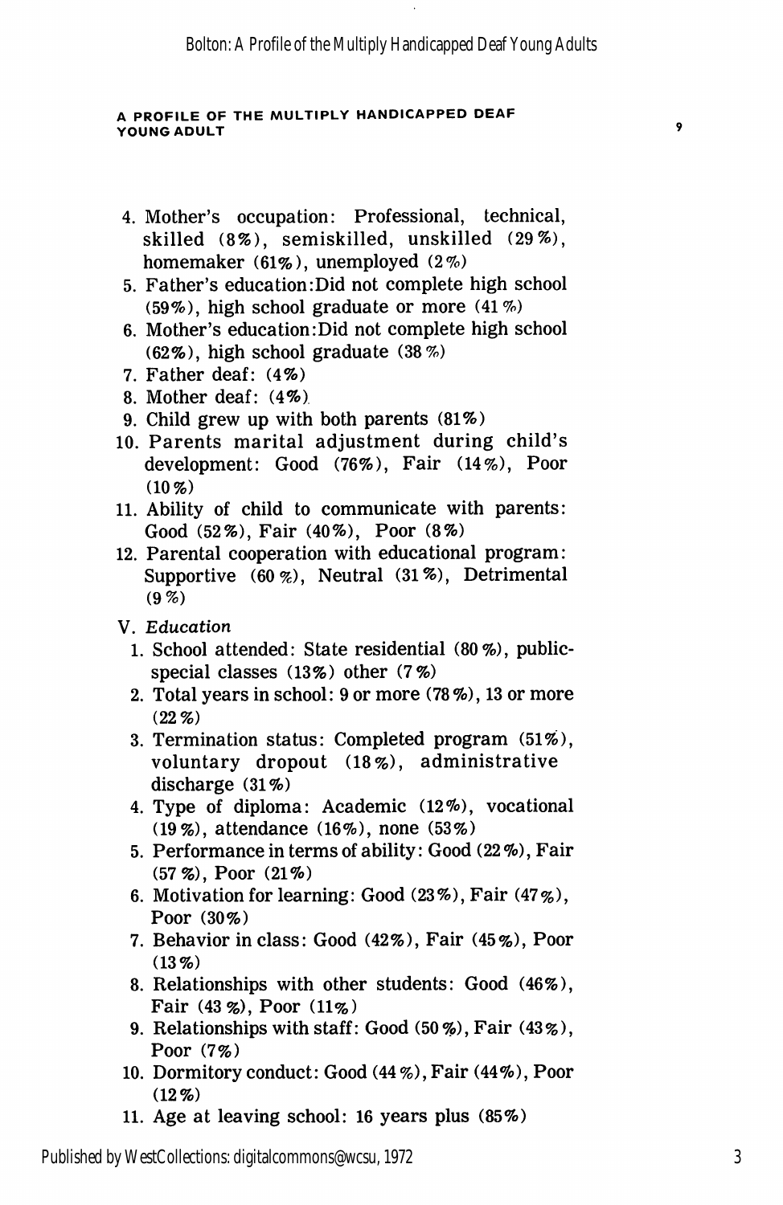4. Mother's occupation: Professional, technical, skilled (8%), semiskilled, unskilled (29%), homemaker (61%), unemployed (2%)
5. Father's education: Did not complete high school (59%), high school graduate or more (41%)
6. Mother's education: Did not complete high school (62%), high school graduate (38%)
7. Father deaf: (4%)
8. Mother deaf: (4%)
9. Child grew up with both parents (81%)
10. Parents marital adjustment during child's development: Good (76%), Fair (14%), Poor (10%)
11. Ability of child to communicate with parents: Good (52%), Fair (40%), Poor (8%)
12. Parental cooperation with educational program: Supportive (60%), Neutral (31%), Detrimental (9%)

V. *Education*

1. School attended: State residential (80%), public-special classes (13%) other (7%)
2. Total years in school: 9 or more (78%), 13 or more (22%)
3. Termination status: Completed program (51%), voluntary dropout (18%), administrative discharge (31%)
4. Type of diploma: Academic (12%), vocational (19%), attendance (16%), none (53%)
5. Performance in terms of ability: Good (22%), Fair (57%), Poor (21%)
6. Motivation for learning: Good (23%), Fair (47%), Poor (30%)
7. Behavior in class: Good (42%), Fair (45%), Poor (13%)
8. Relationships with other students: Good (46%), Fair (43%), Poor (11%)
9. Relationships with staff: Good (50%), Fair (43%), Poor (7%)
10. Dormitory conduct: Good (44%), Fair (44%), Poor (12%)
11. Age at leaving school: 16 years plus (85%)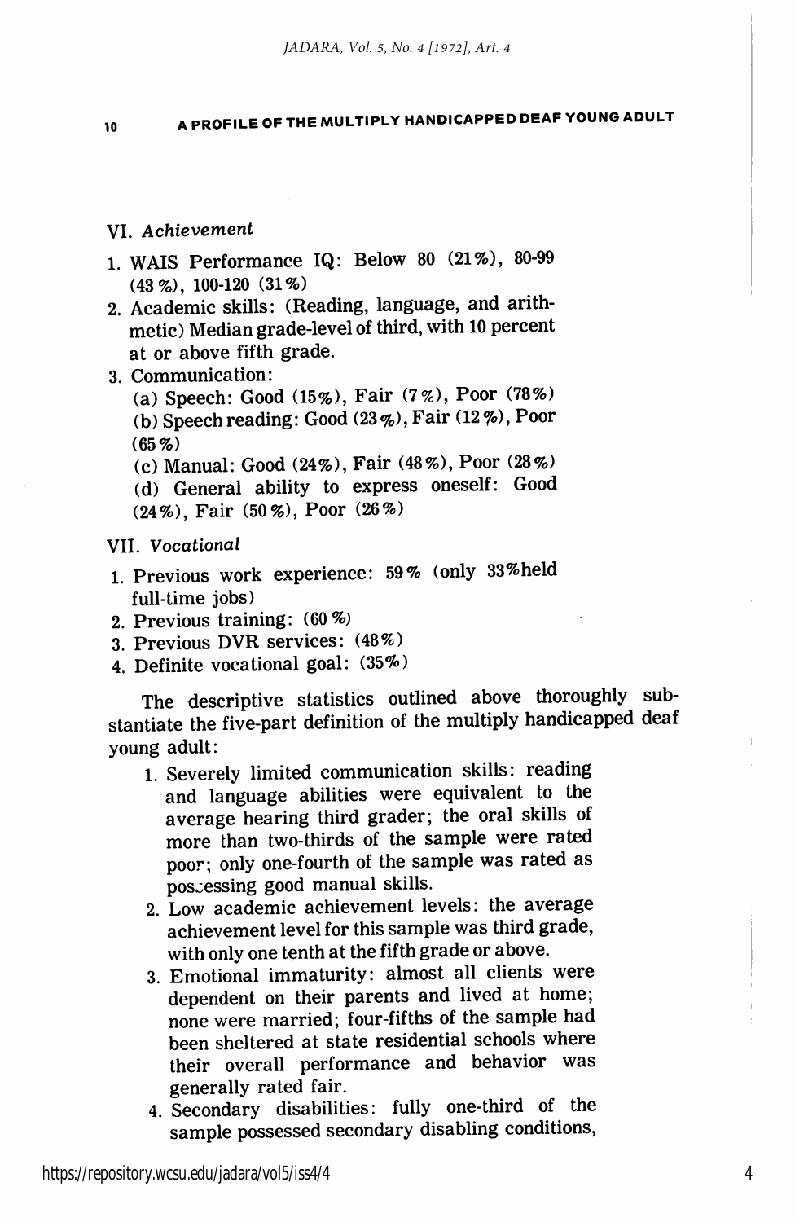VI. *Achievement*

1. WAIS Performance IQ: Below 80 (21%), 80-99 (43%), 100-120 (31%)
2. Academic skills: (Reading, language, and arithmetic) Median grade-level of third, with 10 percent at or above fifth grade.
3. Communication:
   (a) Speech: Good (15%), Fair (7%), Poor (78%)
   (b) Speech reading: Good (23%), Fair (12%), Poor (65%)
   (c) Manual: Good (24%), Fair (48%), Poor (28%)
   (d) General ability to express oneself: Good (24%), Fair (50%), Poor (26%)

VII. *Vocational*

1. Previous work experience: 59% (only 33% held full-time jobs)
2. Previous training: (60%)
3. Previous DVR services: (48%)
4. Definite vocational goal: (35%)

The descriptive statistics outlined above thoroughly substantiate the five-part definition of the multiply handicapped deaf young adult:

1. Severely limited communication skills: reading and language abilities were equivalent to the average hearing third grader; the oral skills of more than two-thirds of the sample were rated poor; only one-fourth of the sample was rated as possessing good manual skills.
2. Low academic achievement levels: the average achievement level for this sample was third grade, with only one tenth at the fifth grade or above.
3. Emotional immaturity: almost all clients were dependent on their parents and lived at home; none were married; four-fifths of the sample had been sheltered at state residential schools where their overall performance and behavior was generally rated fair.
4. Secondary disabilities: fully one-third of the sample possessed secondary disabling conditions,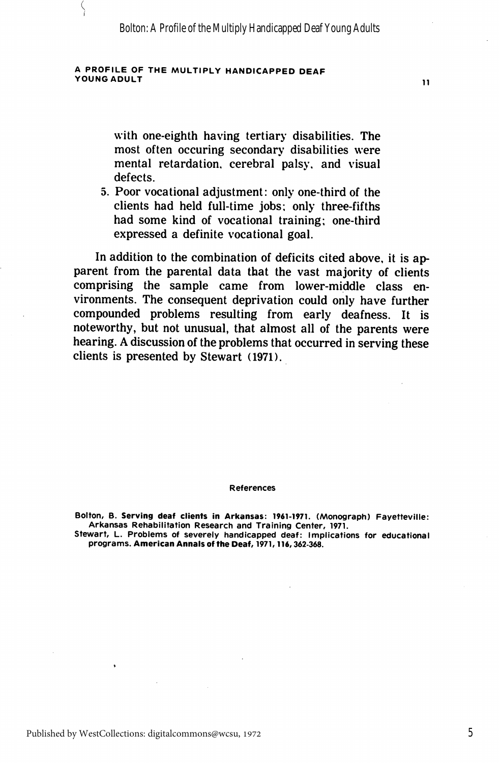with one-eighth having tertiary disabilities. The most often occuring secondary disabilities were mental retardation, cerebral palsy, and visual defects.

5. Poor vocational adjustment: only one-third of the clients had held full-time jobs; only three-fifths had some kind of vocational training; one-third expressed a definite vocational goal.

In addition to the combination of deficits cited above, it is apparent from the parental data that the vast majority of clients comprising the sample came from lower-middle class environments. The consequent deprivation could only have further compounded problems resulting from early deafness. It is noteworthy, but not unusual, that almost all of the parents were hearing. A discussion of the problems that occurred in serving these clients is presented by Stewart (1971).

## References

Bolton, B. Serving deaf clients in Arkansas: 1961-1971. (Monograph) Fayetteville: Arkansas Rehabilitation Research and Training Center, 1971.

Stewart, L. Problems of severely handicapped deaf: Implications for educational programs. American Annals of the Deaf, 1971, 116, 362-368.